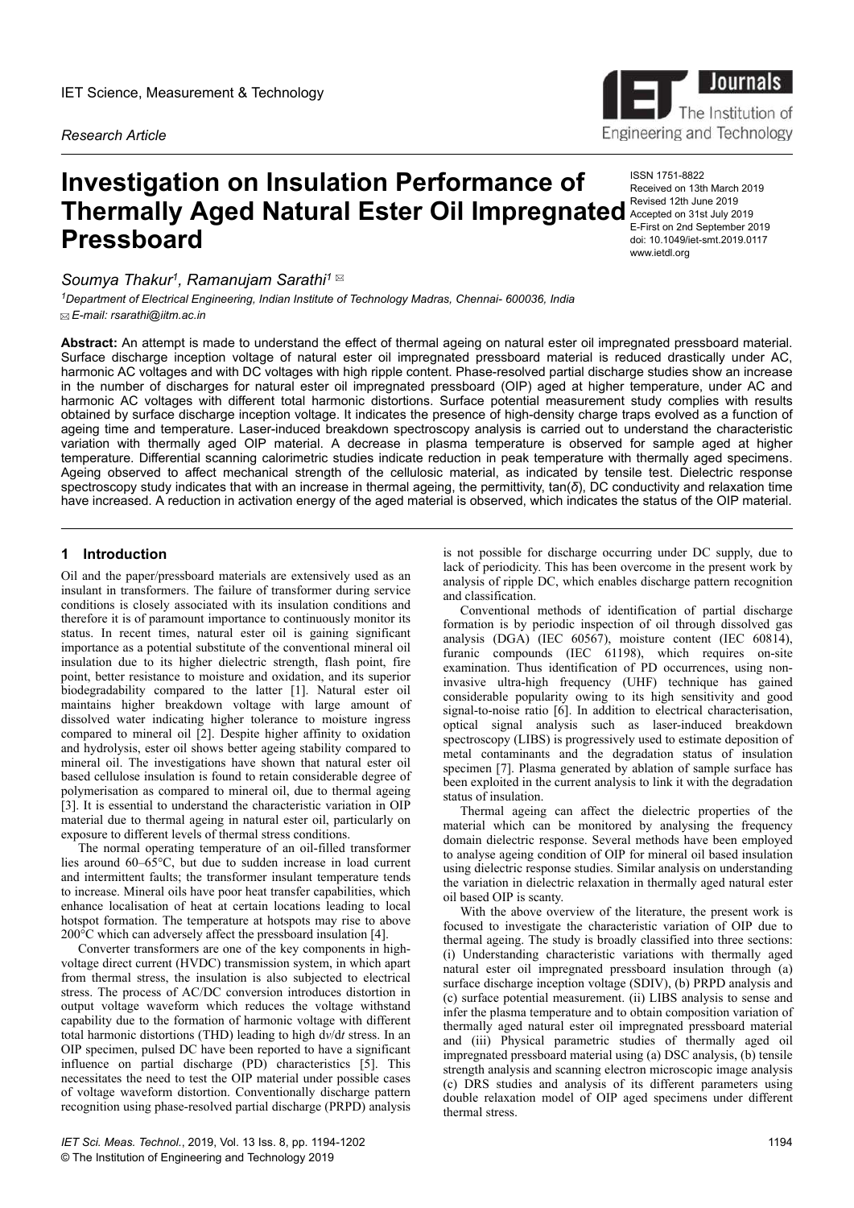IET Science, Measurement & Technology

*Research Article*

# Investigation on Insulation Performance of Thermally Aged Natural Ester Oil Impregnated Pressboard

ISSN 1751-8822
Received on 13th March 2019
Revised 12th June 2019
Accepted on 31st July 2019
E-First on 2nd September 2019
doi: 10.1049/iet-smt.2019.0117
www.ietdl.org

*Soumya Thakur[1], Ramanujam Sarathi[1]* ✉

[1]*Department of Electrical Engineering, Indian Institute of Technology Madras, Chennai- 600036, India*
✉ *E-mail: rsarathi@iitm.ac.in*

**Abstract:** An attempt is made to understand the effect of thermal ageing on natural ester oil impregnated pressboard material. Surface discharge inception voltage of natural ester oil impregnated pressboard material is reduced drastically under AC, harmonic AC voltages and with DC voltages with high ripple content. Phase-resolved partial discharge studies show an increase in the number of discharges for natural ester oil impregnated pressboard (OIP) aged at higher temperature, under AC and harmonic AC voltages with different total harmonic distortions. Surface potential measurement study complies with results obtained by surface discharge inception voltage. It indicates the presence of high-density charge traps evolved as a function of ageing time and temperature. Laser-induced breakdown spectroscopy analysis is carried out to understand the characteristic variation with thermally aged OIP material. A decrease in plasma temperature is observed for sample aged at higher temperature. Differential scanning calorimetric studies indicate reduction in peak temperature with thermally aged specimens. Ageing observed to affect mechanical strength of the cellulosic material, as indicated by tensile test. Dielectric response spectroscopy study indicates that with an increase in thermal ageing, the permittivity, tan($\delta$), DC conductivity and relaxation time have increased. A reduction in activation energy of the aged material is observed, which indicates the status of the OIP material.

## 1 Introduction

Oil and the paper/pressboard materials are extensively used as an insulant in transformers. The failure of transformer during service conditions is closely associated with its insulation conditions and therefore it is of paramount importance to continuously monitor its status. In recent times, natural ester oil is gaining significant importance as a potential substitute of the conventional mineral oil insulation due to its higher dielectric strength, flash point, fire point, better resistance to moisture and oxidation, and its superior biodegradability compared to the latter [1]. Natural ester oil maintains higher breakdown voltage with large amount of dissolved water indicating higher tolerance to moisture ingress compared to mineral oil [2]. Despite higher affinity to oxidation and hydrolysis, ester oil shows better ageing stability compared to mineral oil. The investigations have shown that natural ester oil based cellulose insulation is found to retain considerable degree of polymerisation as compared to mineral oil, due to thermal ageing [3]. It is essential to understand the characteristic variation in OIP material due to thermal ageing in natural ester oil, particularly on exposure to different levels of thermal stress conditions.

The normal operating temperature of an oil-filled transformer lies around 60–65°C, but due to sudden increase in load current and intermittent faults; the transformer insulant temperature tends to increase. Mineral oils have poor heat transfer capabilities, which enhance localisation of heat at certain locations leading to local hotspot formation. The temperature at hotspots may rise to above 200°C which can adversely affect the pressboard insulation [4].

Converter transformers are one of the key components in high-voltage direct current (HVDC) transmission system, in which apart from thermal stress, the insulation is also subjected to electrical stress. The process of AC/DC conversion introduces distortion in output voltage waveform which reduces the voltage withstand capability due to the formation of harmonic voltage with different total harmonic distortions (THD) leading to high $dv/dt$ stress. In an OIP specimen, pulsed DC have been reported to have a significant influence on partial discharge (PD) characteristics [5]. This necessitates the need to test the OIP material under possible cases of voltage waveform distortion. Conventionally discharge pattern recognition using phase-resolved partial discharge (PRPD) analysis is not possible for discharge occurring under DC supply, due to lack of periodicity. This has been overcome in the present work by analysis of ripple DC, which enables discharge pattern recognition and classification.

Conventional methods of identification of partial discharge formation is by periodic inspection of oil through dissolved gas analysis (DGA) (IEC 60567), moisture content (IEC 60814), furanic compounds (IEC 61198), which requires on-site examination. Thus identification of PD occurrences, using non-invasive ultra-high frequency (UHF) technique has gained considerable popularity owing to its high sensitivity and good signal-to-noise ratio [6]. In addition to electrical characterisation, optical signal analysis such as laser-induced breakdown spectroscopy (LIBS) is progressively used to estimate deposition of metal contaminants and the degradation status of insulation specimen [7]. Plasma generated by ablation of sample surface has been exploited in the current analysis to link it with the degradation status of insulation.

Thermal ageing can affect the dielectric properties of the material which can be monitored by analysing the frequency domain dielectric response. Several methods have been employed to analyse ageing condition of OIP for mineral oil based insulation using dielectric response studies. Similar analysis on understanding the variation in dielectric relaxation in thermally aged natural ester oil based OIP is scanty.

With the above overview of the literature, the present work is focused to investigate the characteristic variation of OIP due to thermal ageing. The study is broadly classified into three sections: (i) Understanding characteristic variations with thermally aged natural ester oil impregnated pressboard insulation through (a) surface discharge inception voltage (SDIV), (b) PRPD analysis and (c) surface potential measurement. (ii) LIBS analysis to sense and infer the plasma temperature and to obtain composition variation of thermally aged natural ester oil impregnated pressboard material and (iii) Physical parametric studies of thermally aged oil impregnated pressboard material using (a) DSC analysis, (b) tensile strength analysis and scanning electron microscopic image analysis (c) DRS studies and analysis of its different parameters using double relaxation model of OIP aged specimens under different thermal stress.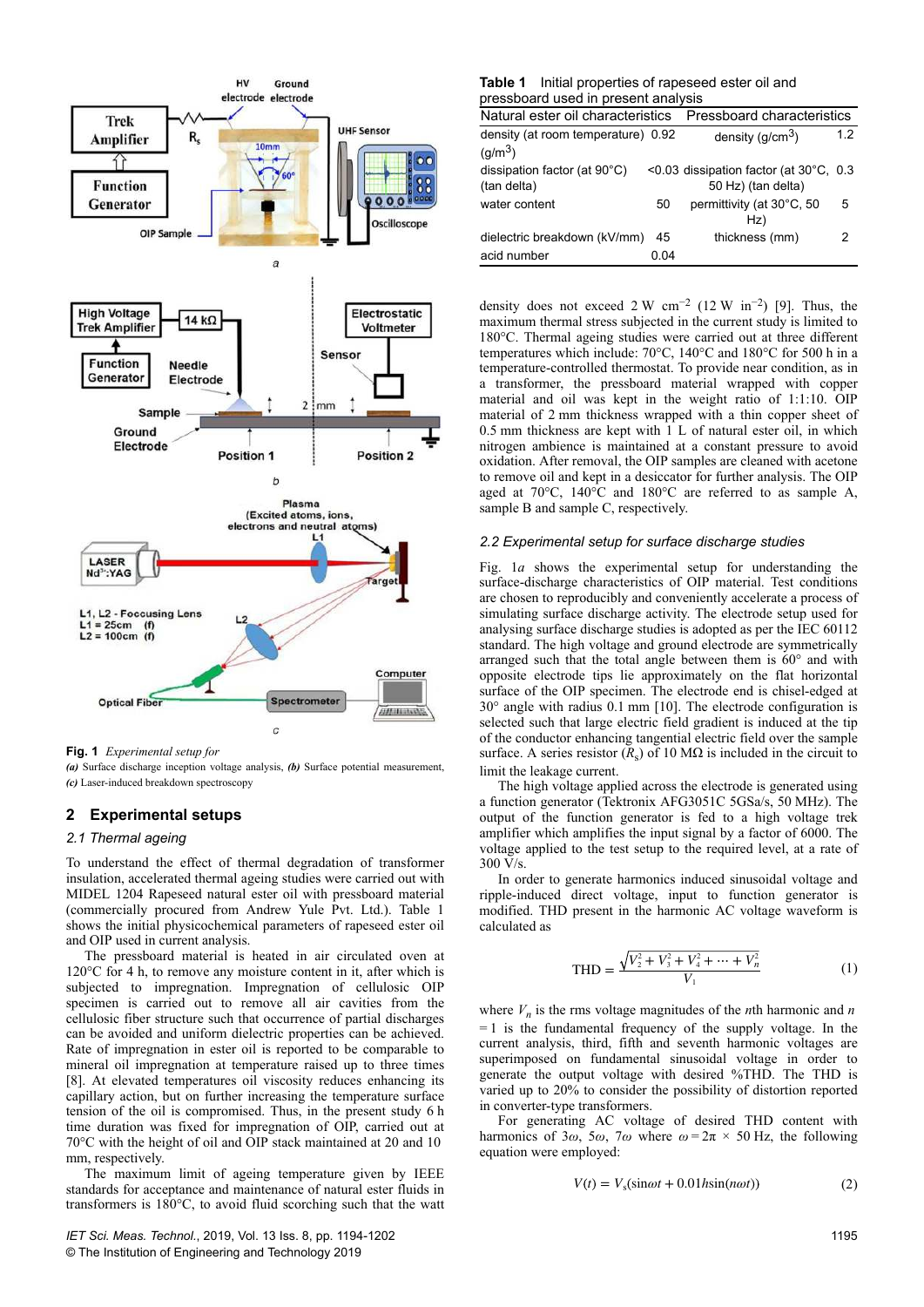Fig. 1 *Experimental setup for*
*(a)* Surface discharge inception voltage analysis, *(b)* Surface potential measurement, *(c)* Laser-induced breakdown spectroscopy

## 2 Experimental setups

### 2.1 Thermal ageing

To understand the effect of thermal degradation of transformer insulation, accelerated thermal ageing studies were carried out with MIDEL 1204 Rapeseed natural ester oil with pressboard material (commercially procured from Andrew Yule Pvt. Ltd.). Table 1 shows the initial physicochemical parameters of rapeseed ester oil and OIP used in current analysis.

The pressboard material is heated in air circulated oven at 120°C for 4 h, to remove any moisture content in it, after which is subjected to impregnation. Impregnation of cellulosic OIP specimen is carried out to remove all air cavities from the cellulosic fiber structure such that occurrence of partial discharges can be avoided and uniform dielectric properties can be achieved. Rate of impregnation in ester oil is reported to be comparable to mineral oil impregnation at temperature raised up to three times [8]. At elevated temperatures oil viscosity reduces enhancing its capillary action, but on further increasing the temperature surface tension of the oil is compromised. Thus, in the present study 6 h time duration was fixed for impregnation of OIP, carried out at 70°C with the height of oil and OIP stack maintained at 20 and 10 mm, respectively.

The maximum limit of ageing temperature given by IEEE standards for acceptance and maintenance of natural ester fluids in transformers is 180°C, to avoid fluid scorching such that the watt density does not exceed 2 W cm$^{-2}$ (12 W in$^{-2}$) [9]. Thus, the maximum thermal stress subjected in the current study is limited to 180°C. Thermal ageing studies were carried out at three different temperatures which include: 70°C, 140°C and 180°C for 500 h in a temperature-controlled thermostat. To provide near condition, as in a transformer, the pressboard material wrapped with copper material and oil was kept in the weight ratio of 1:1:10. OIP material of 2 mm thickness wrapped with a thin copper sheet of 0.5 mm thickness are kept with 1 L of natural ester oil, in which nitrogen ambience is maintained at a constant pressure to avoid oxidation. After removal, the OIP samples are cleaned with acetone to remove oil and kept in a desiccator for further analysis. The OIP aged at 70°C, 140°C and 180°C are referred to as sample A, sample B and sample C, respectively.

**Table 1** Initial properties of rapeseed ester oil and pressboard used in present analysis

| Natural ester oil characteristics | | Pressboard characteristics | |
|---|---|---|---|
| density (at room temperature) (g/m$^3$) | 0.92 | density (g/cm$^3$) | 1.2 |
| dissipation factor (at 90°C) (tan delta) | <0.03 | dissipation factor (at 30°C, 50 Hz) (tan delta) | 0.3 |
| water content | 50 | permittivity (at 30°C, 50 Hz) | 5 |
| dielectric breakdown (kV/mm) | 45 | thickness (mm) | 2 |
| acid number | 0.04 | | |

### 2.2 Experimental setup for surface discharge studies

Fig. 1*a* shows the experimental setup for understanding the surface-discharge characteristics of OIP material. Test conditions are chosen to reproducibly and conveniently accelerate a process of simulating surface discharge activity. The electrode setup used for analysing surface discharge studies is adopted as per the IEC 60112 standard. The high voltage and ground electrode are symmetrically arranged such that the total angle between them is 60° and with opposite electrode tips lie approximately on the flat horizontal surface of the OIP specimen. The electrode end is chisel-edged at 30° angle with radius 0.1 mm [10]. The electrode configuration is selected such that large electric field gradient is induced at the tip of the conductor enhancing tangential electric field over the sample surface. A series resistor ($R_s$) of 10 MΩ is included in the circuit to limit the leakage current.

The high voltage applied across the electrode is generated using a function generator (Tektronix AFG3051C 5GSa/s, 50 MHz). The output of the function generator is fed to a high voltage trek amplifier which amplifies the input signal by a factor of 6000. The voltage applied to the test setup to the required level, at a rate of 300 V/s.

In order to generate harmonics induced sinusoidal voltage and ripple-induced direct voltage, input to function generator is modified. THD present in the harmonic AC voltage waveform is calculated as

$$\text{THD} = \frac{\sqrt{V_2^2 + V_3^2 + V_4^2 + \cdots + V_n^2}}{V_1} \tag{1}$$

where $V_n$ is the rms voltage magnitudes of the $n$th harmonic and $n$ = 1 is the fundamental frequency of the supply voltage. In the current analysis, third, fifth and seventh harmonic voltages are superimposed on fundamental sinusoidal voltage in order to generate the output voltage with desired %THD. The THD is varied up to 20% to consider the possibility of distortion reported in converter-type transformers.

For generating AC voltage of desired THD content with harmonics of 3$\omega$, 5$\omega$, 7$\omega$ where $\omega = 2\pi \times 50$ Hz, the following equation were employed:

$$V(t) = V_s(\sin\omega t + 0.01h\sin(n\omega t)) \tag{2}$$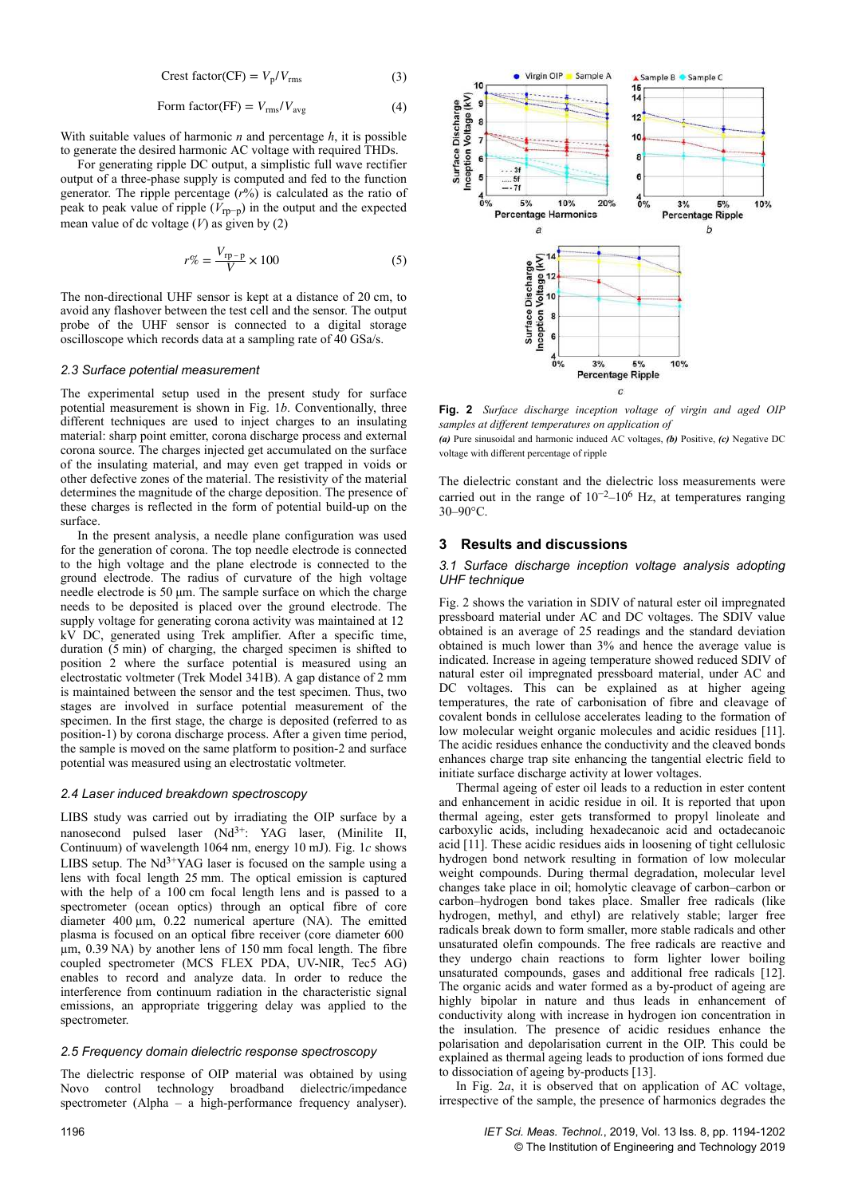$$\text{Crest factor(CF)} = V_p/V_{rms} \tag{3}$$

$$\text{Form factor(FF)} = V_{rms}/V_{avg} \tag{4}$$

With suitable values of harmonic $n$ and percentage $h$, it is possible to generate the desired harmonic AC voltage with required THDs.

For generating ripple DC output, a simplistic full wave rectifier output of a three-phase supply is computed and fed to the function generator. The ripple percentage ($r$%) is calculated as the ratio of peak to peak value of ripple ($V_{rp-p}$) in the output and the expected mean value of dc voltage ($V$) as given by (2)

$$r\% = \frac{V_{rp-p}}{V} \times 100 \tag{5}$$

The non-directional UHF sensor is kept at a distance of 20 cm, to avoid any flashover between the test cell and the sensor. The output probe of the UHF sensor is connected to a digital storage oscilloscope which records data at a sampling rate of 40 GSa/s.

### 2.3 Surface potential measurement

The experimental setup used in the present study for surface potential measurement is shown in Fig. 1*b*. Conventionally, three different techniques are used to inject charges to an insulating material: sharp point emitter, corona discharge process and external corona source. The charges injected get accumulated on the surface of the insulating material, and may even get trapped in voids or other defective zones of the material. The resistivity of the material determines the magnitude of the charge deposition. The presence of these charges is reflected in the form of potential build-up on the surface.

In the present analysis, a needle plane configuration was used for the generation of corona. The top needle electrode is connected to the high voltage and the plane electrode is connected to the ground electrode. The radius of curvature of the high voltage needle electrode is 50 µm. The sample surface on which the charge needs to be deposited is placed over the ground electrode. The supply voltage for generating corona activity was maintained at 12 kV DC, generated using Trek amplifier. After a specific time, duration (5 min) of charging, the charged specimen is shifted to position 2 where the surface potential is measured using an electrostatic voltmeter (Trek Model 341B). A gap distance of 2 mm is maintained between the sensor and the test specimen. Thus, two stages are involved in surface potential measurement of the specimen. In the first stage, the charge is deposited (referred to as position-1) by corona discharge process. After a given time period, the sample is moved on the same platform to position-2 and surface potential was measured using an electrostatic voltmeter.

### 2.4 Laser induced breakdown spectroscopy

LIBS study was carried out by irradiating the OIP surface by a nanosecond pulsed laser ($Nd^{3+}$: YAG laser, (Minilite II, Continuum) of wavelength 1064 nm, energy 10 mJ). Fig. 1*c* shows LIBS setup. The $Nd^{3+}$YAG laser is focused on the sample using a lens with focal length 25 mm. The optical emission is captured with the help of a 100 cm focal length lens and is passed to a spectrometer (ocean optics) through an optical fibre of core diameter 400 µm, 0.22 numerical aperture (NA). The emitted plasma is focused on an optical fibre receiver (core diameter 600 µm, 0.39 NA) by another lens of 150 mm focal length. The fibre coupled spectrometer (MCS FLEX PDA, UV-NIR, Tec5 AG) enables to record and analyze data. In order to reduce the interference from continuum radiation in the characteristic signal emissions, an appropriate triggering delay was applied to the spectrometer.

### 2.5 Frequency domain dielectric response spectroscopy

The dielectric response of OIP material was obtained by using Novo control technology broadband dielectric/impedance spectrometer (Alpha – a high-performance frequency analyser). The dielectric constant and the dielectric loss measurements were carried out in the range of $10^{-2}$–$10^{6}$ Hz, at temperatures ranging 30–90°C.

**Fig. 2** *Surface discharge inception voltage of virgin and aged OIP samples at different temperatures on application of*
***(a)*** Pure sinusoidal and harmonic induced AC voltages, ***(b)*** Positive, ***(c)*** Negative DC voltage with different percentage of ripple

## 3 Results and discussions

### 3.1 Surface discharge inception voltage analysis adopting UHF technique

Fig. 2 shows the variation in SDIV of natural ester oil impregnated pressboard material under AC and DC voltages. The SDIV value obtained is an average of 25 readings and the standard deviation obtained is much lower than 3% and hence the average value is indicated. Increase in ageing temperature showed reduced SDIV of natural ester oil impregnated pressboard material, under AC and DC voltages. This can be explained as at higher ageing temperatures, the rate of carbonisation of fibre and cleavage of covalent bonds in cellulose accelerates leading to the formation of low molecular weight organic molecules and acidic residues [11]. The acidic residues enhance the conductivity and the cleaved bonds enhances charge trap site enhancing the tangential electric field to initiate surface discharge activity at lower voltages.

Thermal ageing of ester oil leads to a reduction in ester content and enhancement in acidic residue in oil. It is reported that upon thermal ageing, ester gets transformed to propyl linoleate and carboxylic acids, including hexadecanoic acid and octadecanoic acid [11]. These acidic residues aids in loosening of tight cellulosic hydrogen bond network resulting in formation of low molecular weight compounds. During thermal degradation, molecular level changes take place in oil; homolytic cleavage of carbon–carbon or carbon–hydrogen bond takes place. Smaller free radicals (like hydrogen, methyl, and ethyl) are relatively stable; larger free radicals break down to form smaller, more stable radicals and other unsaturated olefin compounds. The free radicals are reactive and they undergo chain reactions to form lighter lower boiling unsaturated compounds, gases and additional free radicals [12]. The organic acids and water formed as a by-product of ageing are highly bipolar in nature and thus leads in enhancement of conductivity along with increase in hydrogen ion concentration in the insulation. The presence of acidic residues enhance the polarisation and depolarisation current in the OIP. This could be explained as thermal ageing leads to production of ions formed due to dissociation of ageing by-products [13].

In Fig. 2*a*, it is observed that on application of AC voltage, irrespective of the sample, the presence of harmonics degrades the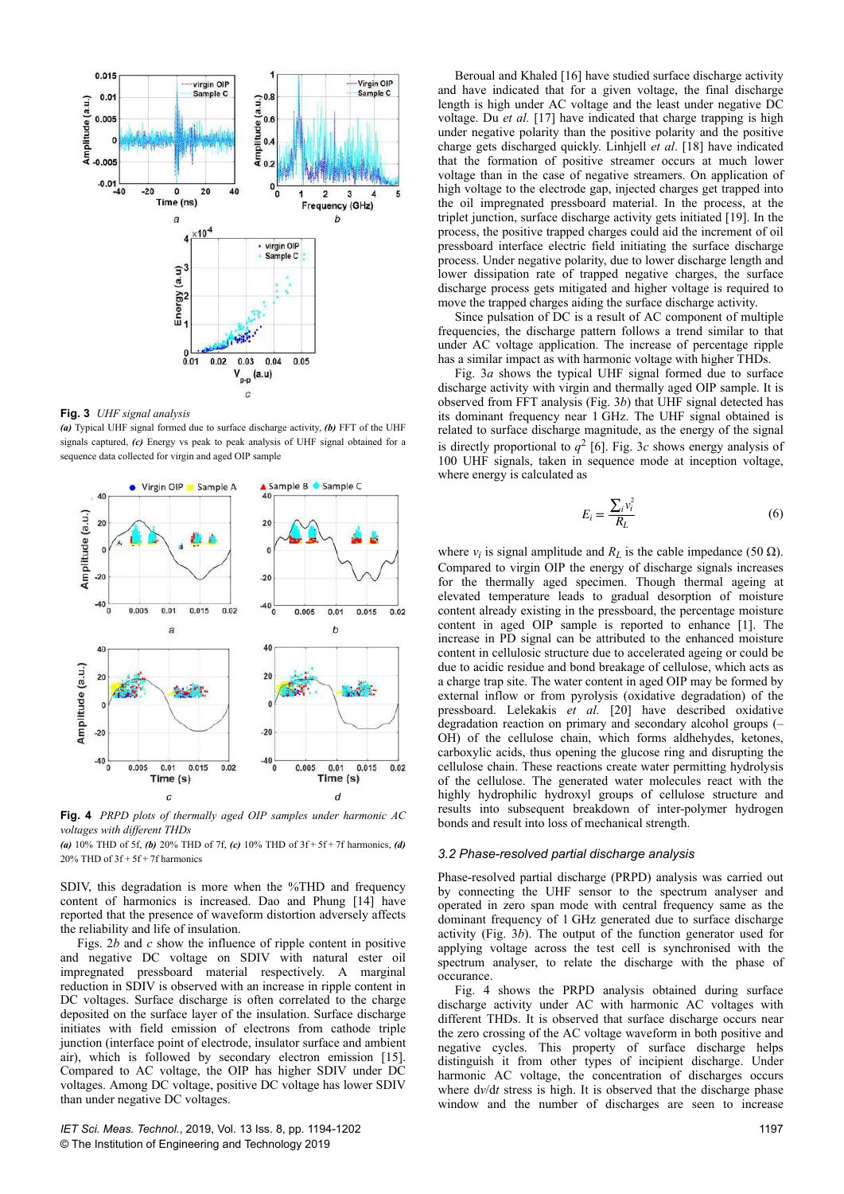**Fig. 3** *UHF signal analysis*
*(a)* Typical UHF signal formed due to surface discharge activity, *(b)* FFT of the UHF signals captured, *(c)* Energy vs peak to peak analysis of UHF signal obtained for a sequence data collected for virgin and aged OIP sample

**Fig. 4** *PRPD plots of thermally aged OIP samples under harmonic AC voltages with different THDs*
*(a)* 10% THD of 5f, *(b)* 20% THD of 7f, *(c)* 10% THD of 3f + 5f + 7f harmonics, *(d)* 20% THD of 3f + 5f + 7f harmonics

SDIV, this degradation is more when the %THD and frequency content of harmonics is increased. Dao and Phung [14] have reported that the presence of waveform distortion adversely affects the reliability and life of insulation.

Figs. 2*b* and *c* show the influence of ripple content in positive and negative DC voltage on SDIV with natural ester oil impregnated pressboard material respectively. A marginal reduction in SDIV is observed with an increase in ripple content in DC voltages. Surface discharge is often correlated to the charge deposited on the surface layer of the insulation. Surface discharge initiates with field emission of electrons from cathode triple junction (interface point of electrode, insulator surface and ambient air), which is followed by secondary electron emission [15]. Compared to AC voltage, the OIP has higher SDIV under DC voltages. Among DC voltage, positive DC voltage has lower SDIV than under negative DC voltages.

Beroual and Khaled [16] have studied surface discharge activity and have indicated that for a given voltage, the final discharge length is high under AC voltage and the least under negative DC voltage. Du *et al.* [17] have indicated that charge trapping is high under negative polarity than the positive polarity and the positive charge gets discharged quickly. Linhjell *et al*. [18] have indicated that the formation of positive streamer occurs at much lower voltage than in the case of negative streamers. On application of high voltage to the electrode gap, injected charges get trapped into the oil impregnated pressboard material. In the process, at the triplet junction, surface discharge activity gets initiated [19]. In the process, the positive trapped charges could aid the increment of oil pressboard interface electric field initiating the surface discharge process. Under negative polarity, due to lower discharge length and lower dissipation rate of trapped negative charges, the surface discharge process gets mitigated and higher voltage is required to move the trapped charges aiding the surface discharge activity.

Since pulsation of DC is a result of AC component of multiple frequencies, the discharge pattern follows a trend similar to that under AC voltage application. The increase of percentage ripple has a similar impact as with harmonic voltage with higher THDs.

Fig. 3*a* shows the typical UHF signal formed due to surface discharge activity with virgin and thermally aged OIP sample. It is observed from FFT analysis (Fig. 3*b*) that UHF signal detected has its dominant frequency near 1 GHz. The UHF signal obtained is related to surface discharge magnitude, as the energy of the signal is directly proportional to $q^2$ [6]. Fig. 3*c* shows energy analysis of 100 UHF signals, taken in sequence mode at inception voltage, where energy is calculated as

$$E_i = \frac{\sum_i v_i^2}{R_L} \tag{6}$$

where $v_i$ is signal amplitude and $R_L$ is the cable impedance (50 Ω). Compared to virgin OIP the energy of discharge signals increases for the thermally aged specimen. Though thermal ageing at elevated temperature leads to gradual desorption of moisture content already existing in the pressboard, the percentage moisture content in aged OIP sample is reported to enhance [1]. The increase in PD signal can be attributed to the enhanced moisture content in cellulosic structure due to accelerated ageing or could be due to acidic residue and bond breakage of cellulose, which acts as a charge trap site. The water content in aged OIP may be formed by external inflow or from pyrolysis (oxidative degradation) of the pressboard. Lelekakis *et al.* [20] have described oxidative degradation reaction on primary and secondary alcohol groups (–OH) of the cellulose chain, which forms aldhehydes, ketones, carboxylic acids, thus opening the glucose ring and disrupting the cellulose chain. These reactions create water permitting hydrolysis of the cellulose. The generated water molecules react with the highly hydrophilic hydroxyl groups of cellulose structure and results into subsequent breakdown of inter-polymer hydrogen bonds and result into loss of mechanical strength.

### 3.2 Phase-resolved partial discharge analysis

Phase-resolved partial discharge (PRPD) analysis was carried out by connecting the UHF sensor to the spectrum analyser and operated in zero span mode with central frequency same as the dominant frequency of 1 GHz generated due to surface discharge activity (Fig. 3*b*). The output of the function generator used for applying voltage across the test cell is synchronised with the spectrum analyser, to relate the discharge with the phase of occurance.

Fig. 4 shows the PRPD analysis obtained during surface discharge activity under harmonic AC voltages with different THDs. It is observed that surface discharge occurs near the zero crossing of the AC voltage waveform in both positive and negative cycles. This property of surface discharge helps distinguish it from other types of incipient discharge. Under harmonic AC voltage, the concentration of discharges occurs where d*v*/d*t* stress is high. It is observed that the discharge phase window and the number of discharges are seen to increase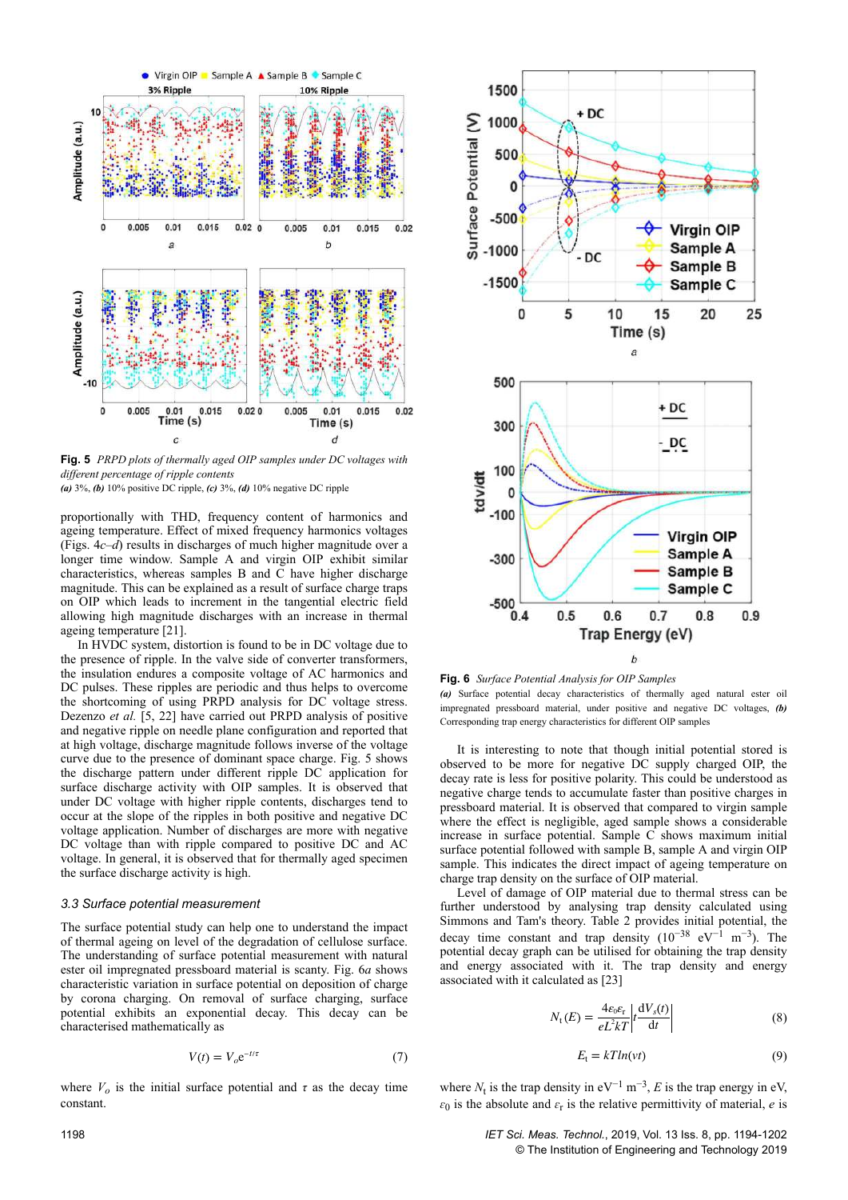**Fig. 5** *PRPD plots of thermally aged OIP samples under DC voltages with different percentage of ripple contents*
***(a)*** *3%,* ***(b)*** *10% positive DC ripple,* ***(c)*** *3%,* ***(d)*** *10% negative DC ripple*

proportionally with THD, frequency content of harmonics and ageing temperature. Effect of mixed frequency harmonics voltages (Figs. 4*c*–*d*) results in discharges of much higher magnitude over a longer time window. Sample A and virgin OIP exhibit similar characteristics, whereas samples B and C have higher discharge magnitude. This can be explained as a result of surface charge traps on OIP which leads to increment in the tangential electric field allowing high magnitude discharges with an increase in thermal ageing temperature [21].

In HVDC system, distortion is found to be in DC voltage due to the presence of ripple. In the valve side of converter transformers, the insulation endures a composite voltage of AC harmonics and DC pulses. These ripples are periodic and thus helps to overcome the shortcoming of using PRPD analysis for DC voltage stress. Dezenzo *et al.* [5, 22] have carried out PRPD analysis of positive and negative ripple on needle plane configuration and reported that at high voltage, discharge magnitude follows inverse of the voltage curve due to the presence of dominant space charge. Fig. 5 shows the discharge pattern under different ripple DC application for surface discharge activity with OIP samples. It is observed that under DC voltage with higher ripple contents, discharges tend to occur at the slope of the ripples in both positive and negative DC voltage application. Number of discharges are more with negative DC voltage than with ripple compared to positive DC and AC voltage. In general, it is observed that for thermally aged specimen the surface discharge activity is high.

### 3.3 Surface potential measurement

The surface potential study can help one to understand the impact of thermal ageing on level of the degradation of cellulose surface. The understanding of surface potential measurement with natural ester oil impregnated pressboard material is scanty. Fig. 6*a* shows characteristic variation in surface potential on deposition of charge by corona charging. On removal of surface charging, surface potential exhibits an exponential decay. This decay can be characterised mathematically as

$$V(t) = V_o e^{-t/\tau} \tag{7}$$

where $V_o$ is the initial surface potential and $\tau$ as the decay time constant.

**Fig. 6** *Surface Potential Analysis for OIP Samples*
***(a)*** *Surface potential decay characteristics of thermally aged natural ester oil impregnated pressboard material, under positive and negative DC voltages,* ***(b)*** *Corresponding trap energy characteristics for different OIP samples*

It is interesting to note that though initial potential stored is observed to be more for negative DC supply charged OIP, the decay rate is less for positive polarity. This could be understood as negative charge tends to accumulate faster than positive charges in pressboard material. It is observed that compared to virgin sample where the effect is negligible, aged sample shows a considerable increase in surface potential. Sample C shows maximum initial surface potential followed with sample B, sample A and virgin OIP sample. This indicates the direct impact of ageing temperature on charge trap density on the surface of OIP material.

Level of damage of OIP material due to thermal stress can be further understood by analysing trap density calculated using Simmons and Tam's theory. Table 2 provides initial potential, the decay time constant and trap density ($10^{-38}$ $eV^{-1}$ $m^{-3}$). The potential decay graph can be utilised for obtaining the trap density and energy associated with it. The trap density and energy associated with it calculated as [23]

$$N_t(E) = \frac{4\varepsilon_0\varepsilon_r}{eL^2kT}\left|t\frac{dV_s(t)}{dt}\right| \tag{8}$$

$$E_t = kT ln(vt) \tag{9}$$

where $N_t$ is the trap density in $eV^{-1}$ $m^{-3}$, $E$ is the trap energy in eV, $\varepsilon_0$ is the absolute and $\varepsilon_r$ is the relative permittivity of material, $e$ is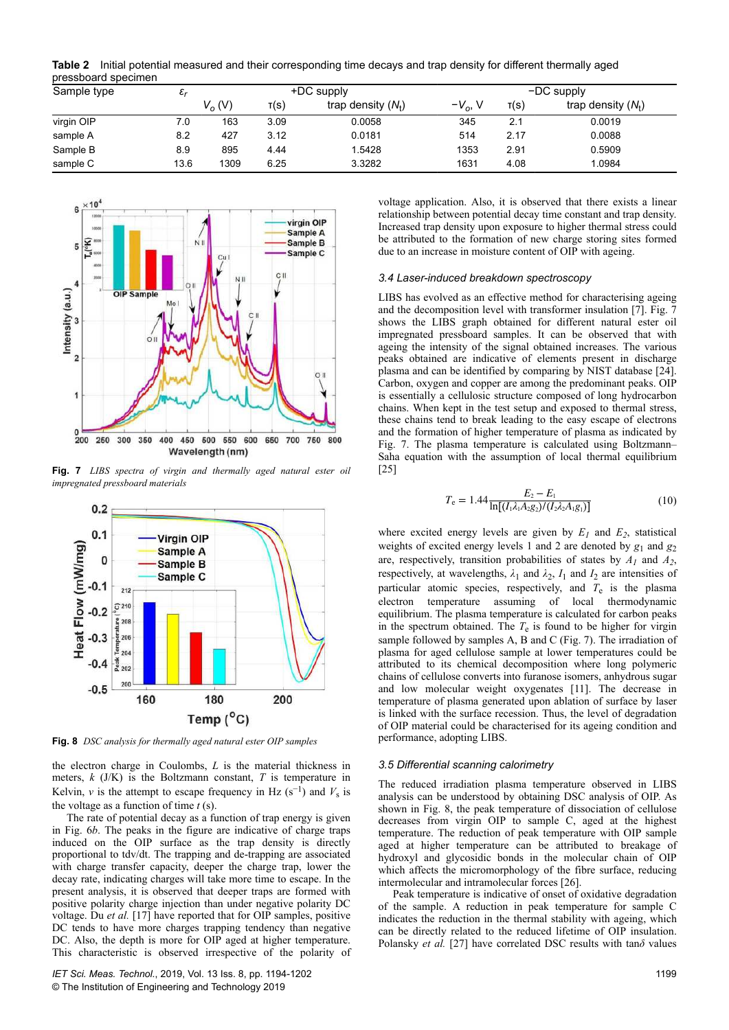**Table 2** Initial potential measured and their corresponding time decays and trap density for different thermally aged pressboard specimen

| Sample type | $\varepsilon_r$ | +DC supply | | | −DC supply | | |
|---|---|---|---|---|---|---|---|
| | | $V_o$ (V) | τ(s) | trap density ($N_t$) | $-V_o$, V | τ(s) | trap density ($N_t$) |
| virgin OIP | 7.0 | 163 | 3.09 | 0.0058 | 345 | 2.1 | 0.0019 |
| sample A | 8.2 | 427 | 3.12 | 0.0181 | 514 | 2.17 | 0.0088 |
| Sample B | 8.9 | 895 | 4.44 | 1.5428 | 1353 | 2.91 | 0.5909 |
| sample C | 13.6 | 1309 | 6.25 | 3.3282 | 1631 | 4.08 | 1.0984 |

**Fig. 7** *LIBS spectra of virgin and thermally aged natural ester oil impregnated pressboard materials*

**Fig. 8** *DSC analysis for thermally aged natural ester OIP samples*

the electron charge in Coulombs, $L$ is the material thickness in meters, $k$ (J/K) is the Boltzmann constant, $T$ is temperature in Kelvin, $v$ is the attempt to escape frequency in Hz ($s^{-1}$) and $V_s$ is the voltage as a function of time $t$ (s).

The rate of potential decay as a function of trap energy is given in Fig. 6*b*. The peaks in the figure are indicative of charge traps induced on the OIP surface as the trap density is directly proportional to tdv/dt. The trapping and de-trapping are associated with charge transfer capacity, deeper the charge trap, lower the decay rate, indicating charges will take more time to escape. In the present analysis, it is observed that deeper traps are formed with positive polarity charge injection than under negative polarity DC voltage. Du *et al.* [17] have reported that for OIP samples, positive DC tends to have more charges trapping tendency than negative DC. Also, the depth is more for OIP aged at higher temperature. This characteristic is observed irrespective of the polarity of voltage application. Also, it is observed that there exists a linear relationship between potential decay time constant and trap density. Increased trap density upon exposure to higher thermal stress could be attributed to the formation of new charge storing sites formed due to an increase in moisture content of OIP with ageing.

### 3.4 Laser-induced breakdown spectroscopy

LIBS has evolved as an effective method for characterising ageing and the decomposition level with transformer insulation [7]. Fig. 7 shows the LIBS graph obtained for different natural ester oil impregnated pressboard samples. It can be observed that with ageing the intensity of the signal obtained increases. The various peaks obtained are indicative of elements present in discharge plasma and can be identified by comparing by NIST database [24]. Carbon, oxygen and copper are among the predominant peaks. OIP is essentially a cellulosic structure composed of long hydrocarbon chains. When kept in the test setup and exposed to thermal stress, these chains tend to break leading to the easy escape of electrons and the formation of higher temperature of plasma as indicated by Fig. 7. The plasma temperature is calculated using Boltzmann–Saha equation with the assumption of local thermal equilibrium [25]

$$T_e = 1.44\frac{E_2 - E_1}{\ln[(I_1\lambda_1 A_2 g_2)/(I_2\lambda_2 A_1 g_1)]} \qquad (10)$$

where excited energy levels are given by $E_1$ and $E_2$, statistical weights of excited energy levels 1 and 2 are denoted by $g_1$ and $g_2$ are, respectively, transition probabilities of states by $A_1$ and $A_2$, respectively, at wavelengths, $\lambda_1$ and $\lambda_2$, $I_1$ and $I_2$ are intensities of particular atomic species, respectively, and $T_e$ is the plasma electron temperature assuming of local thermodynamic equilibrium. The plasma temperature is calculated for carbon peaks in the spectrum obtained. The $T_e$ is found to be higher for virgin sample followed by samples A, B and C (Fig. 7). The irradiation of plasma for aged cellulose sample at lower temperatures could be attributed to its chemical decomposition where long polymeric chains of cellulose converts into furanose isomers, anhydrous sugar and low molecular weight oxygenates [11]. The decrease in temperature of plasma generated upon ablation of surface by laser is linked with the surface recession. Thus, the level of degradation of OIP material could be characterised for its ageing condition and performance, adopting LIBS.

### 3.5 Differential scanning calorimetry

The reduced irradiation plasma temperature observed in LIBS analysis can be understood by obtaining DSC analysis of OIP. As shown in Fig. 8, the peak temperature of dissociation of cellulose decreases from virgin OIP to sample C, aged at the highest temperature. The reduction of peak temperature with OIP sample aged at higher temperature can be attributed to breakage of hydroxyl and glycosidic bonds in the molecular chain of OIP which affects the micromorphology of the fibre surface, reducing intermolecular and intramolecular forces [26].

Peak temperature is indicative of onset of oxidative degradation of the sample. A reduction in peak temperature for sample C indicates the reduction in the thermal stability with ageing, which can be directly related to the reduced lifetime of OIP insulation. Polansky *et al.* [27] have correlated DSC results with tan$\delta$ values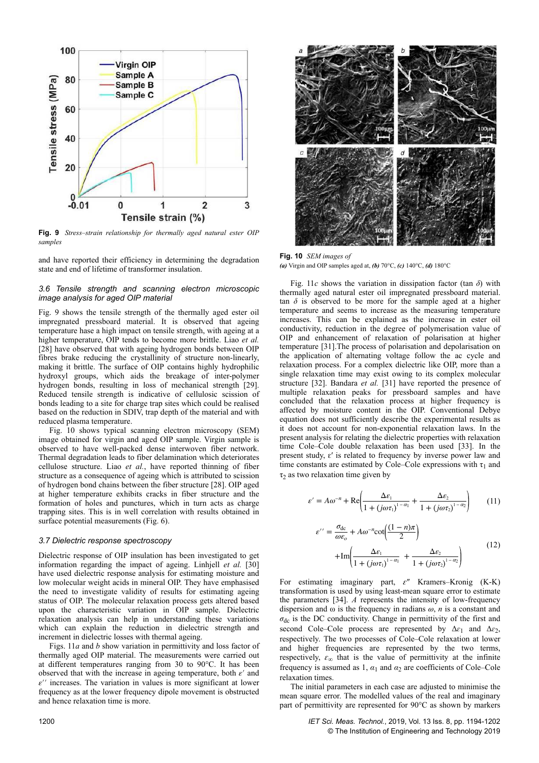**Fig. 9** *Stress–strain relationship for thermally aged natural ester OIP samples*

and have reported their efficiency in determining the degradation state and end of lifetime of transformer insulation.

### *3.6 Tensile strength and scanning electron microscopic image analysis for aged OIP material*

Fig. 9 shows the tensile strength of the thermally aged ester oil impregnated pressboard material. It is observed that ageing temperature hase a high impact on tensile strength, with ageing at a higher temperature, OIP tends to become more brittle. Liao *et al.* [28] have observed that with ageing hydrogen bonds between OIP fibres brake reducing the crystallinity of structure non-linearly, making it brittle. The surface of OIP contains highly hydrophilic hydroxyl groups, which aids the breakage of inter-polymer hydrogen bonds, resulting in loss of mechanical strength [29]. Reduced tensile strength is indicative of cellulosic scission of bonds leading to a site for charge trap sites which could be realised based on the reduction in SDIV, trap depth of the material and with reduced plasma temperature.

Fig. 10 shows typical scanning electron microscopy (SEM) image obtained for virgin and aged OIP sample. Virgin sample is observed to have well-packed dense interwoven fiber network. Thermal degradation leads to fiber delamination which deteriorates cellulose structure. Liao *et al.*, have reported thinning of fiber structure as a consequence of ageing which is attributed to scission of hydrogen bond chains between the fiber structure [28]. OIP aged at higher temperature exhibits cracks in fiber structure and the formation of holes and punctures, which in turn acts as charge trapping sites. This is in well correlation with results obtained in surface potential measurements (Fig. 6).

### *3.7 Dielectric response spectroscopy*

Dielectric response of OIP insulation has been investigated to get information regarding the impact of ageing. Linhjell *et al.* [30] have used dielectric response analysis for estimating moisture and low molecular weight acids in mineral OIP. They have emphasised the need to investigate validity of results for estimating ageing status of OIP. The molecular relaxation process gets altered based upon the characteristic variation in OIP sample. Dielectric relaxation analysis can help in understanding these variations which can explain the reduction in dielectric strength and increment in dielectric losses with thermal ageing.

Figs. 11*a* and *b* show variation in permittivity and loss factor of thermally aged OIP material. The measurements were carried out at different temperatures ranging from 30 to 90°C. It has been observed that with the increase in ageing temperature, both $\varepsilon'$ and $\varepsilon''$ increases. The variation in values is more significant at lower frequency as at the lower frequency dipole movement is obstructed and hence relaxation time is more.

**Fig. 10** *SEM images of*
*(a)* Virgin and OIP samples aged at, *(b)* 70°C, *(c)* 140°C, *(d)* 180°C

Fig. 11*c* shows the variation in dissipation factor (tan $\delta$) with thermally aged natural ester oil impregnated pressboard material. tan $\delta$ is observed to be more for the sample aged at a higher temperature and seems to increase as the measuring temperature increases. This can be explained as the increase in ester oil conductivity, reduction in the degree of polymerisation value of OIP and enhancement of relaxation of polarisation at higher temperature [31].The process of polarisation and depolarisation on the application of alternating voltage follow the ac cycle and relaxation process. For a complex dielectric like OIP, more than a single relaxation time may exist owing to its complex molecular structure [32]. Bandara *et al.* [31] have reported the presence of multiple relaxation peaks for pressboard samples and have concluded that the relaxation process at higher frequency is affected by moisture content in the OIP. Conventional Debye equation does not sufficiently describe the experimental results as it does not account for non-exponential relaxation laws. In the present analysis for relating the dielectric properties with relaxation time Cole–Cole double relaxation has been used [33]. In the present study, $\varepsilon'$ is related to frequency by inverse power law and time constants are estimated by Cole–Cole expressions with $\tau_1$ and $\tau_2$ as two relaxation time given by

$$\varepsilon' = A\omega^{-n} + \mathrm{Re}\left(\frac{\Delta\varepsilon_1}{1 + (j\omega\tau_1)^{1-\alpha_1}} + \frac{\Delta\varepsilon_2}{1 + (j\omega\tau_2)^{1-\alpha_2}}\right) \quad (11)$$

$$\varepsilon'' = \frac{\sigma_{\mathrm{dc}}}{\omega\varepsilon_o} + A\omega^{-n}\cot\left(\frac{(1-n)\pi}{2}\right) + \mathrm{Im}\left(\frac{\Delta\varepsilon_1}{1 + (j\omega\tau_1)^{1-\alpha_1}} + \frac{\Delta\varepsilon_2}{1 + (j\omega\tau_2)^{1-\alpha_2}}\right) \quad (12)$$

For estimating imaginary part, $\varepsilon''$ Kramers–Kronig (K-K) transformation is used by using least-mean square error to estimate the parameters [34]. $A$ represents the intensity of low-frequency dispersion and ω is the frequency in radians $\omega$, $n$ is a constant and $\sigma_{\mathrm{dc}}$ is the DC conductivity. Change in permittivity of the first and second Cole–Cole process are represented by $\Delta\varepsilon_1$ and $\Delta\varepsilon_2$, respectively. The two processes of Cole–Cole relaxation at lower and higher frequencies are represented by the two terms, respectively, $\varepsilon_\infty$ that is the value of permittivity at the infinite frequency is assumed as 1, $\alpha_1$ and $\alpha_2$ are coefficients of Cole–Cole relaxation times.

The initial parameters in each case are adjusted to minimise the mean square error. The modelled values of the real and imaginary part of permittivity are represented for 90°C as shown by markers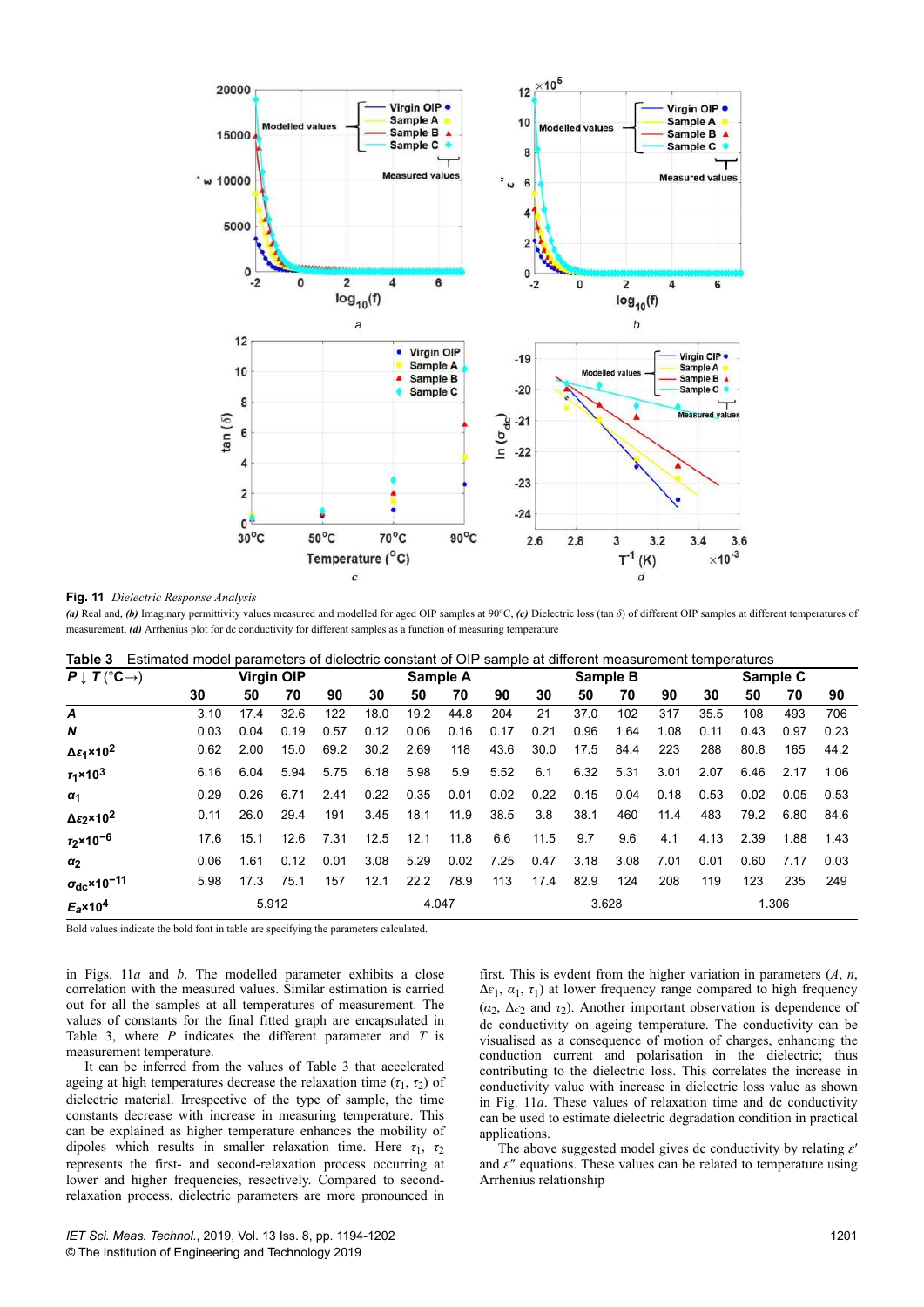**Fig. 11** *Dielectric Response Analysis*

***(a)*** Real and, ***(b)*** Imaginary permittivity values measured and modelled for aged OIP samples at 90°C, ***(c)*** Dielectric loss (tan $\delta$) of different OIP samples at different temperatures of measurement, ***(d)*** Arrhenius plot for dc conductivity for different samples as a function of measuring temperature

**Table 3** Estimated model parameters of dielectric constant of OIP sample at different measurement temperatures

| $P\downarrow T$ (°C→) | Virgin OIP | | | | Sample A | | | | Sample B | | | | Sample C | | | |
|---|---|---|---|---|---|---|---|---|---|---|---|---|---|---|---|---|
| | 30 | 50 | 70 | 90 | 30 | 50 | 70 | 90 | 30 | 50 | 70 | 90 | 30 | 50 | 70 | 90 |
| **$A$** | 3.10 | 17.4 | 32.6 | 122 | 18.0 | 19.2 | 44.8 | 204 | 21 | 37.0 | 102 | 317 | 35.5 | 108 | 493 | 706 |
| **$N$** | 0.03 | 0.04 | 0.19 | 0.57 | 0.12 | 0.06 | 0.16 | 0.17 | 0.21 | 0.96 | 1.64 | 1.08 | 0.11 | 0.43 | 0.97 | 0.23 |
| **$\Delta\varepsilon_1\times10^2$** | 0.62 | 2.00 | 15.0 | 69.2 | 30.2 | 2.69 | 118 | 43.6 | 30.0 | 17.5 | 84.4 | 223 | 288 | 80.8 | 165 | 44.2 |
| **$\tau_1\times10^3$** | 6.16 | 6.04 | 5.94 | 5.75 | 6.18 | 5.98 | 5.9 | 5.52 | 6.1 | 6.32 | 5.31 | 3.01 | 2.07 | 6.46 | 2.17 | 1.06 |
| **$\alpha_1$** | 0.29 | 0.26 | 6.71 | 2.41 | 0.22 | 0.35 | 0.01 | 0.02 | 0.22 | 0.15 | 0.04 | 0.18 | 0.53 | 0.02 | 0.05 | 0.53 |
| **$\Delta\varepsilon_2\times10^2$** | 0.11 | 26.0 | 29.4 | 191 | 3.45 | 18.1 | 11.9 | 38.5 | 3.8 | 38.1 | 460 | 11.4 | 483 | 79.2 | 6.80 | 84.6 |
| **$\tau_2\times10^{-6}$** | 17.6 | 15.1 | 12.6 | 7.31 | 12.5 | 12.1 | 11.8 | 6.6 | 11.5 | 9.7 | 9.6 | 4.1 | 4.13 | 2.39 | 1.88 | 1.43 |
| **$\alpha_2$** | 0.06 | 1.61 | 0.12 | 0.01 | 3.08 | 5.29 | 0.02 | 7.25 | 0.47 | 3.18 | 3.08 | 7.01 | 0.01 | 0.60 | 7.17 | 0.03 |
| **$\sigma_{dc}\times10^{-11}$** | 5.98 | 17.3 | 75.1 | 157 | 12.1 | 22.2 | 78.9 | 113 | 17.4 | 82.9 | 124 | 208 | 119 | 123 | 235 | 249 |
| **$E_a\times10^4$** | 5.912 | | | | 4.047 | | | | 3.628 | | | | 1.306 | | | |

Bold values indicate the bold font in table are specifying the parameters calculated.

in Figs. 11*a* and *b*. The modelled parameter exhibits a close correlation with the measured values. Similar estimation is carried out for all the samples at all temperatures of measurement. The values of constants for the final fitted graph are encapsulated in Table 3, where $P$ indicates the different parameter and $T$ is measurement temperature.

It can be inferred from the values of Table 3 that accelerated ageing at high temperatures decrease the relaxation time ($\tau_1$, $\tau_2$) of dielectric material. Irrespective of the type of sample, the time constants decrease with increase in measuring temperature. This can be explained as higher temperature enhances the mobility of dipoles which results in smaller relaxation time. Here $\tau_1$, $\tau_2$ represents the first- and second-relaxation process occurring at lower and higher frequencies, resectively. Compared to second-relaxation process, dielectric parameters are more pronounced in first. This is evdent from the higher variation in parameters ($A$, $n$, $\Delta\varepsilon_1$, $\alpha_1$, $\tau_1$) at lower frequency range compared to high frequency ($\alpha_2$, $\Delta\varepsilon_2$ and $\tau_2$). Another important observation is dependence of dc conductivity on ageing temperature. The conductivity can be visualised as a consequence of motion of charges, enhancing the conduction current and polarisation in the dielectric; thus contributing to the dielectric loss. This correlates the increase in conductivity value with increase in dielectric loss value as shown in Fig. 11*a*. These values of relaxation time and dc conductivity can be used to estimate dielectric degradation condition in practical applications.

The above suggested model gives dc conductivity by relating $\varepsilon'$ and $\varepsilon''$ equations. These values can be related to temperature using Arrhenius relationship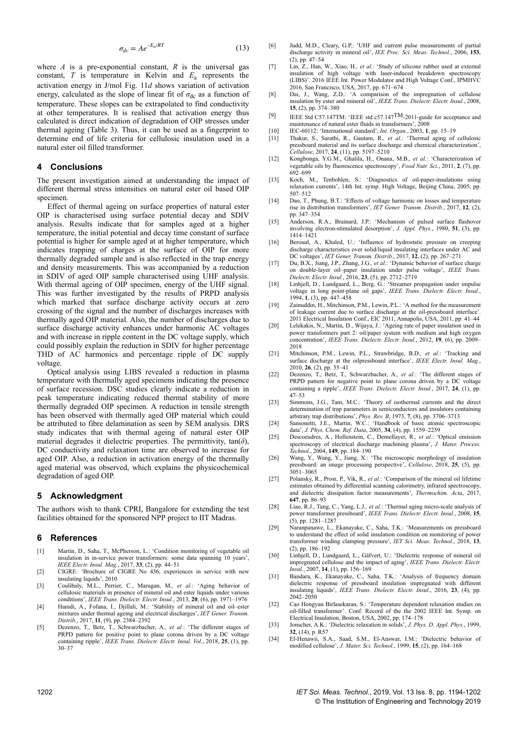$$\sigma_{dc} = Ae^{-E_a/RT} \tag{13}$$

where $A$ is a pre-exponential constant, $R$ is the universal gas constant, $T$ is temperature in Kelvin and $E_a$ represents the activation energy in J/mol Fig. 11$d$ shows variation of activation energy, calculated as the slope of linear fit of $\sigma_{dc}$ as a function of temperature. These slopes can be extrapolated to find conductivity at other temperatures. It is realised that activation energy thus calculated is direct indication of degradation of OIP stresses under thermal ageing (Table 3). Thus, it can be used as a fingerprint to determine end of life criteria for cellulosic insulation used in a natural ester oil filled transformer.

## 4 Conclusions

The present investigation aimed at understanding the impact of different thermal stress intensities on natural ester oil based OIP specimen.

Effect of thermal ageing on surface properties of natural ester OIP is characterised using surface potential decay and SDIV analysis. Results indicate that for samples aged at a higher temperature, the initial potential and decay time constant of surface potential is higher for sample aged at at higher temperature, which indicates trapping of charges at the surface of OIP for more thermally degraded sample and is also reflected in the trap energy and density measurements. This was accompanied by a reduction in SDIV of aged OIP sample characterised using UHF analysis. With thermal ageing of OIP specimen, energy of the UHF signal. This was further investigated by the results of PRPD analysis which marked that surface discharge activity occurs at zero crossing of the signal and the number of discharges increases with thermally aged OIP material. Also, the number of discharges due to surface discharge activity enhances under harmonic AC voltages and with increase in ripple content in the DC voltage supply, which could possibly explain the reduction in SDIV for higher percentage THD of AC harmonics and percentage ripple of DC supply voltage.

Optical analysis using LIBS revealed a reduction in plasma temperature with thermally aged specimens indicating the presence of surface recession. DSC studies clearly indicate a reduction in peak temperature indicating reduced thermal stability of more thermally degraded OIP specimen. A reduction in tensile strength has been observed with thermally aged OIP material which could be attributed to fibre delamination as seen by SEM analysis. DRS study indicates that with thermal ageing of natural ester OIP material degrades it dielectric properties. The permittivity, tan($\delta$), DC conductivity and relaxation time are observed to increase for aged OIP. Also, a reduction in activation energy of the thermally aged material was observed, which explains the physicochemical degradation of aged OIP.

## 5 Acknowledgment

The authors wish to thank CPRI, Bangalore for extending the test facilities obtained for the sponsored NPP project to IIT Madras.

## 6 References

[1] Martin, D., Saha, T., McPherson, L.: 'Condition monitoring of vegetable oil insulation in in-service power transformers: some data spanning 10 years', *IEEE Electr. Insul. Mag.*, 2017, **33**, (2), pp. 44–51

[2] CIGRE: 'Brochure of CIGRE No 436, experiences in service with new insulating liquids', 2010

[3] Coulibaly, M.L., Perrier, C., Marugan, M.*, et al.*: 'Aging behavior of cellulosic materials in presence of mineral oil and ester liquids under various conditions', *IEEE Trans. Dielectr. Electr. Insul.*, 2013, **20**, (6), pp. 1971–1976

[4] Hamdi, A., Fofana, I., Djillali, M.: 'Stability of mineral oil and oil–ester mixtures under thermal ageing and electrical discharges', *IET Gener. Transm. Distrib.*, 2017, **11**, (9), pp. 2384–2392

[5] Dezenzo, T., Betz, T., Schwarzbacher, A.*, et al.*: 'The different stages of PRPD pattern for positive point to plane corona driven by a DC voltage containing ripple', *IEEE Trans. Dielectr. Electr. Insul. Vol.*, 2018, **25**, (1), pp. 30–37

[6] Judd, M.D., Cleary, G.P.: 'UHF and current pulse measurements of partial discharge activity in mineral oil', *IEE Proc. Sci. Meas. Technol.*, 2006, **153**, (2), pp. 47–54

[7] Lin, Z., Han, W., Xiao, H.*, et al.*: 'Study of silicone rubber used at external insulation of high voltage with laser-induced breakdown spectroscopy (LIBS)'. 2016 IEEE Int. Power Modulator and High Voltage Conf., IPMHVC 2016, San Francisco, USA, 2017, pp. 671–674

[8] Dai, J., Wang, Z.D.: 'A comparison of the impregnation of cellulose insulation by ester and mineral oil', *IEEE Trans. Dielectr. Electr. Insul.*, 2008, **15**, (2), pp. 374–380

[9] IEEE Std C57.147TM: 'IEEE std c57.147TM-2011-guide for acceptance and maintenance of natural ester fluids in transformers', 2008

[10] IEC-60112: 'International standard', *Int. Organ.*, 2003, **1**, pp. 15–19

[11] Thakur, S., Sarathi, R., Gautam, R.*, et al.*: 'Thermal aging of cellulosic pressboard material and its surface discharge and chemical characterization', *Cellulose*, 2017, **24**, (11), pp. 5197–5210

[12] Kongbonga, Y.G.M., Ghalila, H., Onana, M.B.*, et al.*: 'Characterization of vegetable oils by fluorescence spectroscopy', *Food Nutr. Sci.*, 2011, **2**, (7), pp. 692–699

[13] Koch, M., Tenbohlen, S.: 'Diagnostics of oil-paper-insulations using relaxation currents', 14th Int. symp. High Voltage, Beijing China, 2005, pp. 507–512

[14] Dao, T., Phung, B.T.: 'Effects of voltage harmonic on losses and temperature rise in distribution transformers', *IET Gener. Transm. Distrib.*, 2017, **12**, (2), pp. 347–354

[15] Anderson, R.A., Brainard, J.P.: 'Mechanism of pulsed surface flashover involving electron-stimulated desorption', *J. Appl. Phys.*, 1980, **51**, (3), pp. 1414–1421

[16] Beroual, A., Khaled, U.: 'Influence of hydrostatic pressure on creeping discharge characteristics over solid/liquid insulating interfaces under AC and DC voltages', *IET Gener. Transm. Distrib.*, 2017, **12**, (2), pp. 267–271

[17] Du, B.X., Jiang, J.P., Zhang, J.G.*, et al.*: 'Dynamic behavior of surface charge on double-layer oil–paper insulation under pulse voltage', *IEEE Trans. Dielectr. Electr. Insul.*, 2016, **23**, (5), pp. 2712–2719

[18] Linhjell, D., Lundgaard, L., Berg, G.: 'Streamer propagation under impulse voltage in long point-plane oil gaps', *IEEE Trans. Dielectr. Electr. Insul.*, 1994, **1**, (3), pp. 447–458

[19] Zainuddin, H., Mitchinson, P.M., Lewin, P.L.: 'A method for the measurement of leakage current due to surface discharge at the oil-pressboard interface'. 2011 Electrical Insulation Conf., EIC 2011, Annapolis, USA, 2011, pp. 41–44

[20] Lelekakis, N., Martin, D., Wijaya, J.: 'Ageing rate of paper insulation used in power transformers part 2: oil/paper system with medium and high oxygen concentration', *IEEE Trans. Dielectr. Electr. Insul.*, 2012, **19**, (6), pp. 2009–2018

[21] Mitchinson, P.M., Lewin, P.L., Strawbridge, B.D.*, et al.*: 'Tracking and surface discharge at the oilpressboard interface', *IEEE Electr. Insul. Mag.*, 2010, **26**, (2), pp. 35–41

[22] Dezenzo, T., Betz, T., Schwarzbacher, A.*, et al.*: 'The different stages of PRPD pattern for negative point to plane corona driven by a DC voltage containing a ripple', *IEEE Trans. Dielectr. Electr. Insul.*, 2017, **24**, (1), pp. 47–53

[23] Simmons, J.G., Tam, M.C.: 'Theory of isothermal currents and the direct determination of trap parameters in semiconductors and insulators containing arbitrary trap distributions', *Phys. Rev. B*, 1973, **7**, (8), pp. 3706–3713

[24] Sansonetti, J.E., Martin, W.C.: 'Handbook of basic atomic spectroscopic data', *J. Phys. Chem. Ref. Data*, 2005, **34**, (4), pp. 1559–2259

[25] Descoeudres, A., Hollenstein, C., Demellayer, R.*, et al.*: 'Optical emission spectroscopy of electrical discharge machining plasma', *J. Mater. Process. Technol.*, 2004, **149**, pp. 184–190

[26] Wang, Y., Wang, Y., Jiang, X.: 'The microscopic morphology of insulation pressboard: an image processing perspective', *Cellulose*, 2018, **25**, (5), pp. 3051–3065

[27] Polansky, R., Prosr, P., Vik, R.*, et al.*: 'Comparison of the mineral oil lifetime estimates obtained by differential scanning calorimetry, infrared spectroscopy, and dielectric dissipation factor measurements', *Thermochim. Acta*, 2017, **647**, pp. 86–93

[28] Liao, R.J., Tang, C., Yang, L.J.*, et al.*: 'Thermal aging micro-scale analysis of power transformer pressboard', *IEEE Trans. Dielectr. Electr. Insul.*, 2008, **15**, (5), pp. 1281–1287

[29] Naranpanawe, L., Ekanayake, C., Saha, T.K.: 'Measurements on pressboard to understand the effect of solid insulation condition on monitoring of power transformer winding clamping pressure', *IET Sci. Meas. Technol.*, 2018, **13**, (2), pp. 186–192

[30] Linhjell, D., Lundgaard, L., Gäfvert, U.: 'Dielectric response of mineral oil impregnated cellulose and the impact of aging', *IEEE Trans. Dielectr. Electr. Insul.*, 2007, **14**, (1), pp. 156–169

[31] Bandara, K., Ekanayake, C., Saha, T.K.: 'Analysis of frequency domain dielectric response of pressboard insulation impregnated with different insulating liquids', *IEEE Trans. Dielectr. Electr. Insul.*, 2016, **23**, (4), pp. 2042–2050

[32] Cao Hongyan Birlasekaran, S.: 'Temperature dependent relaxation studies on oil-filled transformer'. Conf. Record of the the 2002 IEEE Int. Symp. on Electrical Insulation, Boston, USA, 2002, pp. 174–178

[33] Jonscher, A.K.: 'Dielectric relaxation in solids', *J. Phys. D. Appl. Phys.*, 1999, **32**, (14), p. R57

[34] El-Henawii, S.A., Saad, S.M., El-Answar, I.M.: 'Dielectric behavior of modified cellulose', *J. Mater. Sci. Technol.*, 1999, **15**, (2), pp. 164–168